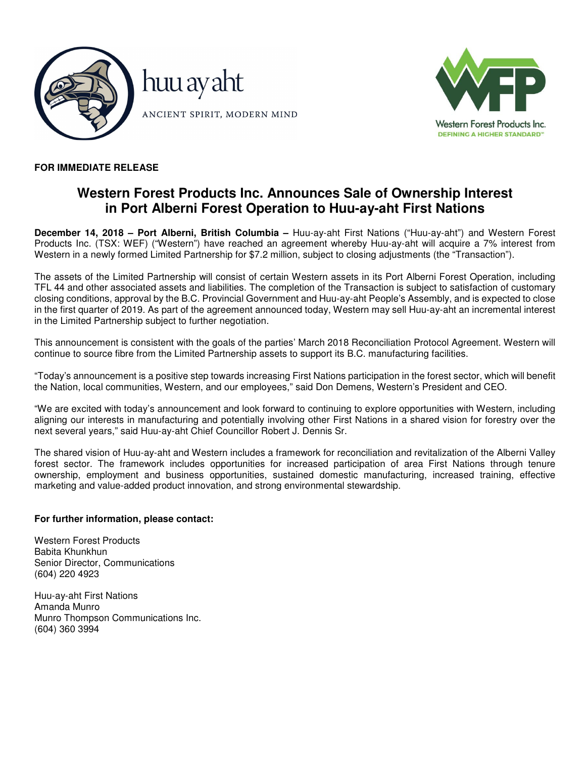huu ay aht

ANCIENT SPIRIT, MODERN MIND

Western Forest Products Inc.
DEFINING A HIGHER STANDARD™

**FOR IMMEDIATE RELEASE**

# Western Forest Products Inc. Announces Sale of Ownership Interest in Port Alberni Forest Operation to Huu-ay-aht First Nations

**December 14, 2018 – Port Alberni, British Columbia –** Huu-ay-aht First Nations ("Huu-ay-aht") and Western Forest Products Inc. (TSX: WEF) ("Western") have reached an agreement whereby Huu-ay-aht will acquire a 7% interest from Western in a newly formed Limited Partnership for $7.2 million, subject to closing adjustments (the "Transaction").

The assets of the Limited Partnership will consist of certain Western assets in its Port Alberni Forest Operation, including TFL 44 and other associated assets and liabilities. The completion of the Transaction is subject to satisfaction of customary closing conditions, approval by the B.C. Provincial Government and Huu-ay-aht People's Assembly, and is expected to close in the first quarter of 2019. As part of the agreement announced today, Western may sell Huu-ay-aht an incremental interest in the Limited Partnership subject to further negotiation.

This announcement is consistent with the goals of the parties' March 2018 Reconciliation Protocol Agreement. Western will continue to source fibre from the Limited Partnership assets to support its B.C. manufacturing facilities.

"Today's announcement is a positive step towards increasing First Nations participation in the forest sector, which will benefit the Nation, local communities, Western, and our employees," said Don Demens, Western's President and CEO.

"We are excited with today's announcement and look forward to continuing to explore opportunities with Western, including aligning our interests in manufacturing and potentially involving other First Nations in a shared vision for forestry over the next several years," said Huu-ay-aht Chief Councillor Robert J. Dennis Sr.

The shared vision of Huu-ay-aht and Western includes a framework for reconciliation and revitalization of the Alberni Valley forest sector. The framework includes opportunities for increased participation of area First Nations through tenure ownership, employment and business opportunities, sustained domestic manufacturing, increased training, effective marketing and value-added product innovation, and strong environmental stewardship.

**For further information, please contact:**

Western Forest Products
Babita Khunkhun
Senior Director, Communications
(604) 220 4923

Huu-ay-aht First Nations
Amanda Munro
Munro Thompson Communications Inc.
(604) 360 3994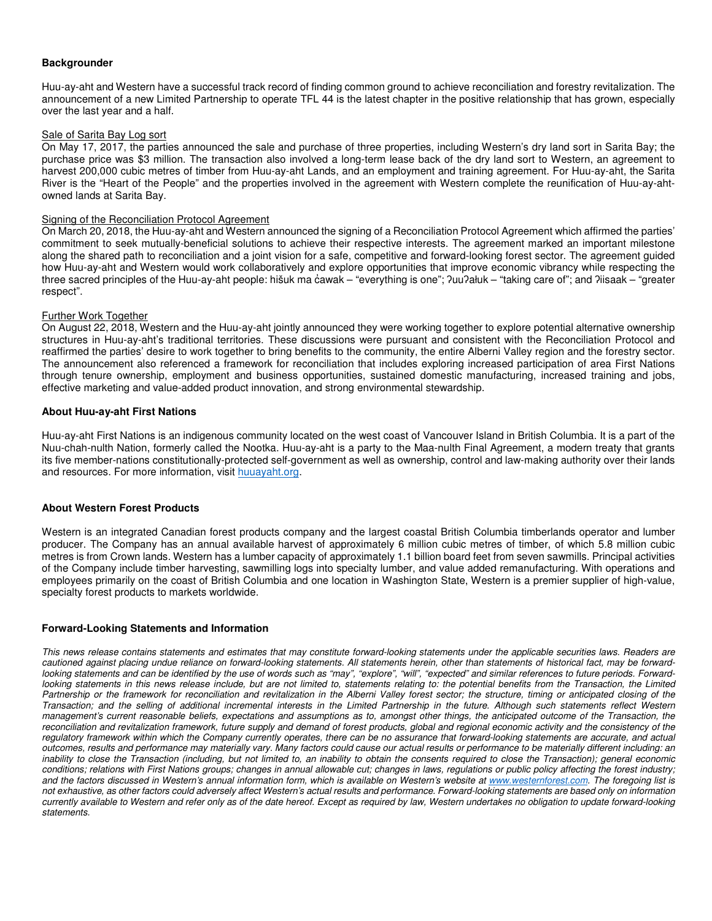**Backgrounder**

Huu-ay-aht and Western have a successful track record of finding common ground to achieve reconciliation and forestry revitalization. The announcement of a new Limited Partnership to operate TFL 44 is the latest chapter in the positive relationship that has grown, especially over the last year and a half.

Sale of Sarita Bay Log sort

On May 17, 2017, the parties announced the sale and purchase of three properties, including Western's dry land sort in Sarita Bay; the purchase price was $3 million. The transaction also involved a long-term lease back of the dry land sort to Western, an agreement to harvest 200,000 cubic metres of timber from Huu-ay-aht Lands, and an employment and training agreement. For Huu-ay-aht, the Sarita River is the "Heart of the People" and the properties involved in the agreement with Western complete the reunification of Huu-ay-aht-owned lands at Sarita Bay.

Signing of the Reconciliation Protocol Agreement

On March 20, 2018, the Huu-ay-aht and Western announced the signing of a Reconciliation Protocol Agreement which affirmed the parties' commitment to seek mutually-beneficial solutions to achieve their respective interests. The agreement marked an important milestone along the shared path to reconciliation and a joint vision for a safe, competitive and forward-looking forest sector. The agreement guided how Huu-ay-aht and Western would work collaboratively and explore opportunities that improve economic vibrancy while respecting the three sacred principles of the Huu-ay-aht people: hišuk ma c̓awak – "everything is one"; ʔuuʔałuk – "taking care of"; and ʔiisaak – "greater respect".

Further Work Together

On August 22, 2018, Western and the Huu-ay-aht jointly announced they were working together to explore potential alternative ownership structures in Huu-ay-aht's traditional territories. These discussions were pursuant and consistent with the Reconciliation Protocol and reaffirmed the parties' desire to work together to bring benefits to the community, the entire Alberni Valley region and the forestry sector. The announcement also referenced a framework for reconciliation that includes exploring increased participation of area First Nations through tenure ownership, employment and business opportunities, sustained domestic manufacturing, increased training and jobs, effective marketing and value-added product innovation, and strong environmental stewardship.

**About Huu-ay-aht First Nations**

Huu-ay-aht First Nations is an indigenous community located on the west coast of Vancouver Island in British Columbia. It is a part of the Nuu-chah-nulth Nation, formerly called the Nootka. Huu-ay-aht is a party to the Maa-nulth Final Agreement, a modern treaty that grants its five member-nations constitutionally-protected self-government as well as ownership, control and law-making authority over their lands and resources. For more information, visit huuayaht.org.

**About Western Forest Products**

Western is an integrated Canadian forest products company and the largest coastal British Columbia timberlands operator and lumber producer. The Company has an annual available harvest of approximately 6 million cubic metres of timber, of which 5.8 million cubic metres is from Crown lands. Western has a lumber capacity of approximately 1.1 billion board feet from seven sawmills. Principal activities of the Company include timber harvesting, sawmilling logs into specialty lumber, and value added remanufacturing. With operations and employees primarily on the coast of British Columbia and one location in Washington State, Western is a premier supplier of high-value, specialty forest products to markets worldwide.

**Forward-Looking Statements and Information**

*This news release contains statements and estimates that may constitute forward-looking statements under the applicable securities laws. Readers are cautioned against placing undue reliance on forward-looking statements. All statements herein, other than statements of historical fact, may be forward-looking statements and can be identified by the use of words such as "may", "explore", "will", "expected" and similar references to future periods. Forward-looking statements in this news release include, but are not limited to, statements relating to: the potential benefits from the Transaction, the Limited Partnership or the framework for reconciliation and revitalization in the Alberni Valley forest sector; the structure, timing or anticipated closing of the Transaction; and the selling of additional incremental interests in the Limited Partnership in the future. Although such statements reflect Western management's current reasonable beliefs, expectations and assumptions as to, amongst other things, the anticipated outcome of the Transaction, the reconciliation and revitalization framework, future supply and demand of forest products, global and regional economic activity and the consistency of the regulatory framework within which the Company currently operates, there can be no assurance that forward-looking statements are accurate, and actual outcomes, results and performance may materially vary. Many factors could cause our actual results or performance to be materially different including: an inability to close the Transaction (including, but not limited to, an inability to obtain the consents required to close the Transaction); general economic conditions; relations with First Nations groups; changes in annual allowable cut; changes in laws, regulations or public policy affecting the forest industry; and the factors discussed in Western's annual information form, which is available on Western's website at www.westernforest.com. The foregoing list is not exhaustive, as other factors could adversely affect Western's actual results and performance. Forward-looking statements are based only on information currently available to Western and refer only as of the date hereof. Except as required by law, Western undertakes no obligation to update forward-looking statements.*